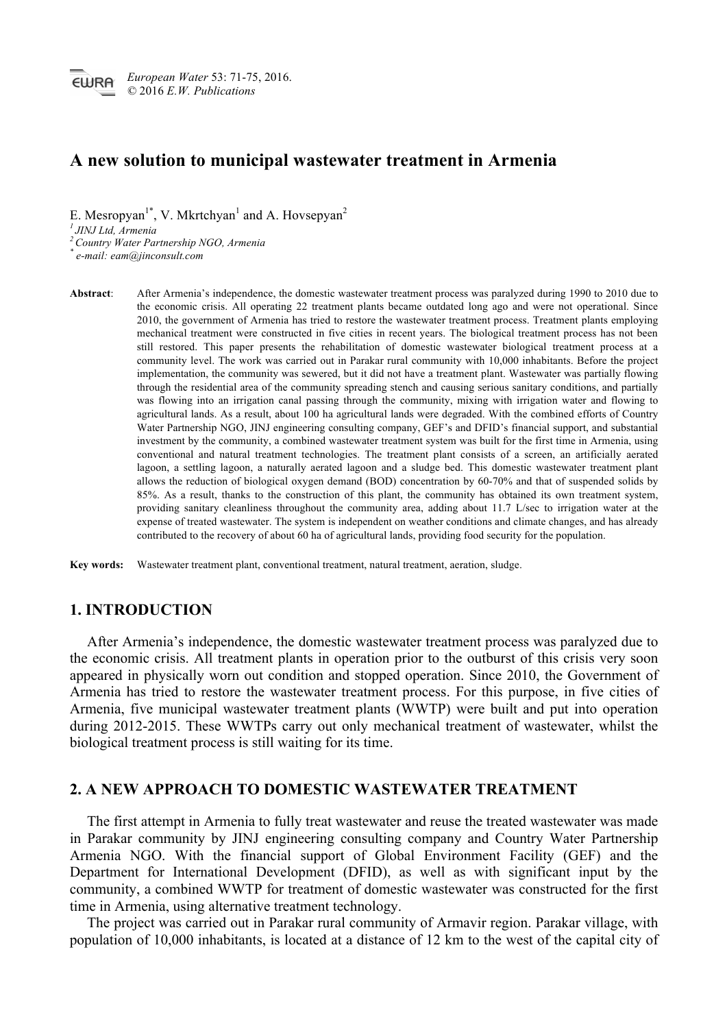*European Water* 53: 71-75, 2016.
© 2016 *E.W. Publications*

# A new solution to municipal wastewater treatment in Armenia

E. Mesropyan[1*], V. Mkrtchyan[1] and A. Hovsepyan[2]

[1] *JINJ Ltd, Armenia*
[2] *Country Water Partnership NGO, Armenia*
[*] *e-mail: eam@jinconsult.com*

**Abstract**: After Armenia's independence, the domestic wastewater treatment process was paralyzed during 1990 to 2010 due to the economic crisis. All operating 22 treatment plants became outdated long ago and were not operational. Since 2010, the government of Armenia has tried to restore the wastewater treatment process. Treatment plants employing mechanical treatment were constructed in five cities in recent years. The biological treatment process has not been still restored. This paper presents the rehabilitation of domestic wastewater biological treatment process at a community level. The work was carried out in Parakar rural community with 10,000 inhabitants. Before the project implementation, the community was sewered, but it did not have a treatment plant. Wastewater was partially flowing through the residential area of the community spreading stench and causing serious sanitary conditions, and partially was flowing into an irrigation canal passing through the community, mixing with irrigation water and flowing to agricultural lands. As a result, about 100 ha agricultural lands were degraded. With the combined efforts of Country Water Partnership NGO, JINJ engineering consulting company, GEF's and DFID's financial support, and substantial investment by the community, a combined wastewater treatment system was built for the first time in Armenia, using conventional and natural treatment technologies. The treatment plant consists of a screen, an artificially aerated lagoon, a settling lagoon, a naturally aerated lagoon and a sludge bed. This domestic wastewater treatment plant allows the reduction of biological oxygen demand (BOD) concentration by 60-70% and that of suspended solids by 85%. As a result, thanks to the construction of this plant, the community has obtained its own treatment system, providing sanitary cleanliness throughout the community area, adding about 11.7 L/sec to irrigation water at the expense of treated wastewater. The system is independent on weather conditions and climate changes, and has already contributed to the recovery of about 60 ha of agricultural lands, providing food security for the population.

**Key words:** Wastewater treatment plant, conventional treatment, natural treatment, aeration, sludge.

## 1. INTRODUCTION

After Armenia's independence, the domestic wastewater treatment process was paralyzed due to the economic crisis. All treatment plants in operation prior to the outburst of this crisis very soon appeared in physically worn out condition and stopped operation. Since 2010, the Government of Armenia has tried to restore the wastewater treatment process. For this purpose, in five cities of Armenia, five municipal wastewater treatment plants (WWTP) were built and put into operation during 2012-2015. These WWTPs carry out only mechanical treatment of wastewater, whilst the biological treatment process is still waiting for its time.

## 2. A NEW APPROACH TO DOMESTIC WASTEWATER TREATMENT

The first attempt in Armenia to fully treat wastewater and reuse the treated wastewater was made in Parakar community by JINJ engineering consulting company and Country Water Partnership Armenia NGO. With the financial support of Global Environment Facility (GEF) and the Department for International Development (DFID), as well as with significant input by the community, a combined WWTP for treatment of domestic wastewater was constructed for the first time in Armenia, using alternative treatment technology.

The project was carried out in Parakar rural community of Armavir region. Parakar village, with population of 10,000 inhabitants, is located at a distance of 12 km to the west of the capital city of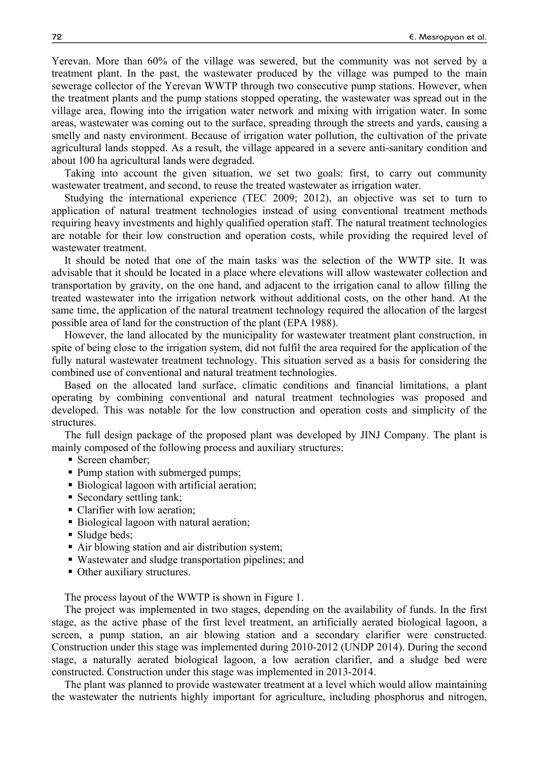Yerevan. More than 60% of the village was sewered, but the community was not served by a treatment plant. In the past, the wastewater produced by the village was pumped to the main sewerage collector of the Yerevan WWTP through two consecutive pump stations. However, when the treatment plants and the pump stations stopped operating, the wastewater was spread out in the village area, flowing into the irrigation water network and mixing with irrigation water. In some areas, wastewater was coming out to the surface, spreading through the streets and yards, causing a smelly and nasty environment. Because of irrigation water pollution, the cultivation of the private agricultural lands stopped. As a result, the village appeared in a severe anti-sanitary condition and about 100 ha agricultural lands were degraded.

Taking into account the given situation, we set two goals: first, to carry out community wastewater treatment, and second, to reuse the treated wastewater as irrigation water.

Studying the international experience (TEC 2009; 2012), an objective was set to turn to application of natural treatment technologies instead of using conventional treatment methods requiring heavy investments and highly qualified operation staff. The natural treatment technologies are notable for their low construction and operation costs, while providing the required level of wastewater treatment.

It should be noted that one of the main tasks was the selection of the WWTP site. It was advisable that it should be located in a place where elevations will allow wastewater collection and transportation by gravity, on the one hand, and adjacent to the irrigation canal to allow filling the treated wastewater into the irrigation network without additional costs, on the other hand. At the same time, the application of the natural treatment technology required the allocation of the largest possible area of land for the construction of the plant (EPA 1988).

However, the land allocated by the municipality for wastewater treatment plant construction, in spite of being close to the irrigation system, did not fulfil the area required for the application of the fully natural wastewater treatment technology. This situation served as a basis for considering the combined use of conventional and natural treatment technologies.

Based on the allocated land surface, climatic conditions and financial limitations, a plant operating by combining conventional and natural treatment technologies was proposed and developed. This was notable for the low construction and operation costs and simplicity of the structures.

The full design package of the proposed plant was developed by JINJ Company. The plant is mainly composed of the following process and auxiliary structures:

- Screen chamber;
- Pump station with submerged pumps;
- Biological lagoon with artificial aeration;
- Secondary settling tank;
- Clarifier with low aeration;
- Biological lagoon with natural aeration;
- Sludge beds;
- Air blowing station and air distribution system;
- Wastewater and sludge transportation pipelines; and
- Other auxiliary structures.

The process layout of the WWTP is shown in Figure 1.

The project was implemented in two stages, depending on the availability of funds. In the first stage, as the active phase of the first level treatment, an artificially aerated biological lagoon, a screen, a pump station, an air blowing station and a secondary clarifier were constructed. Construction under this stage was implemented during 2010-2012 (UNDP 2014). During the second stage, a naturally aerated biological lagoon, a low aeration clarifier, and a sludge bed were constructed. Construction under this stage was implemented in 2013-2014.

The plant was planned to provide wastewater treatment at a level which would allow maintaining the wastewater the nutrients highly important for agriculture, including phosphorus and nitrogen,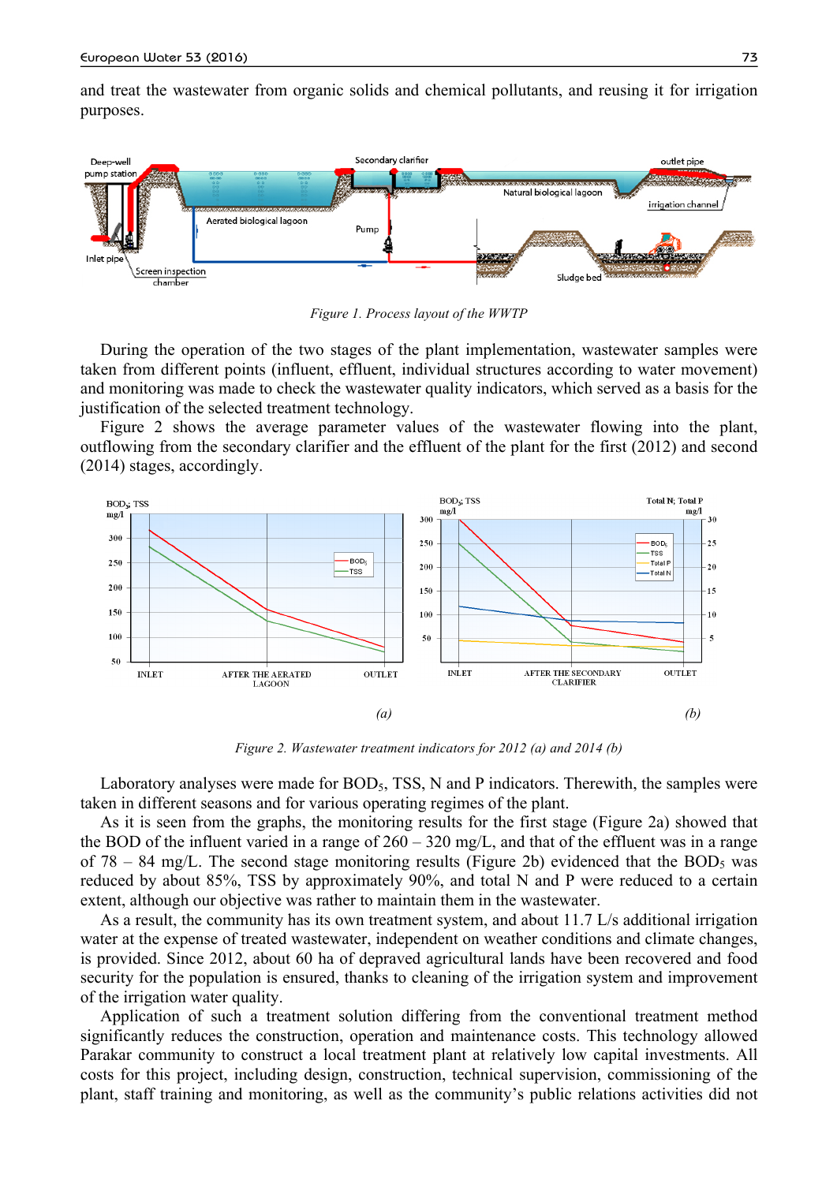and treat the wastewater from organic solids and chemical pollutants, and reusing it for irrigation purposes.

*Figure 1. Process layout of the WWTP*

During the operation of the two stages of the plant implementation, wastewater samples were taken from different points (influent, effluent, individual structures according to water movement) and monitoring was made to check the wastewater quality indicators, which served as a basis for the justification of the selected treatment technology.

Figure 2 shows the average parameter values of the wastewater flowing into the plant, outflowing from the secondary clarifier and the effluent of the plant for the first (2012) and second (2014) stages, accordingly.

*Figure 2. Wastewater treatment indicators for 2012 (a) and 2014 (b)*

Laboratory analyses were made for $BOD_5$, TSS, N and P indicators. Therewith, the samples were taken in different seasons and for various operating regimes of the plant.

As it is seen from the graphs, the monitoring results for the first stage (Figure 2a) showed that the BOD of the influent varied in a range of 260 – 320 mg/L, and that of the effluent was in a range of 78 – 84 mg/L. The second stage monitoring results (Figure 2b) evidenced that the $BOD_5$ was reduced by about 85%, TSS by approximately 90%, and total N and P were reduced to a certain extent, although our objective was rather to maintain them in the wastewater.

As a result, the community has its own treatment system, and about 11.7 L/s additional irrigation water at the expense of treated wastewater, independent on weather conditions and climate changes, is provided. Since 2012, about 60 ha of depraved agricultural lands have been recovered and food security for the population is ensured, thanks to cleaning of the irrigation system and improvement of the irrigation water quality.

Application of such a treatment solution differing from the conventional treatment method significantly reduces the construction, operation and maintenance costs. This technology allowed Parakar community to construct a local treatment plant at relatively low capital investments. All costs for this project, including design, construction, technical supervision, commissioning of the plant, staff training and monitoring, as well as the community's public relations activities did not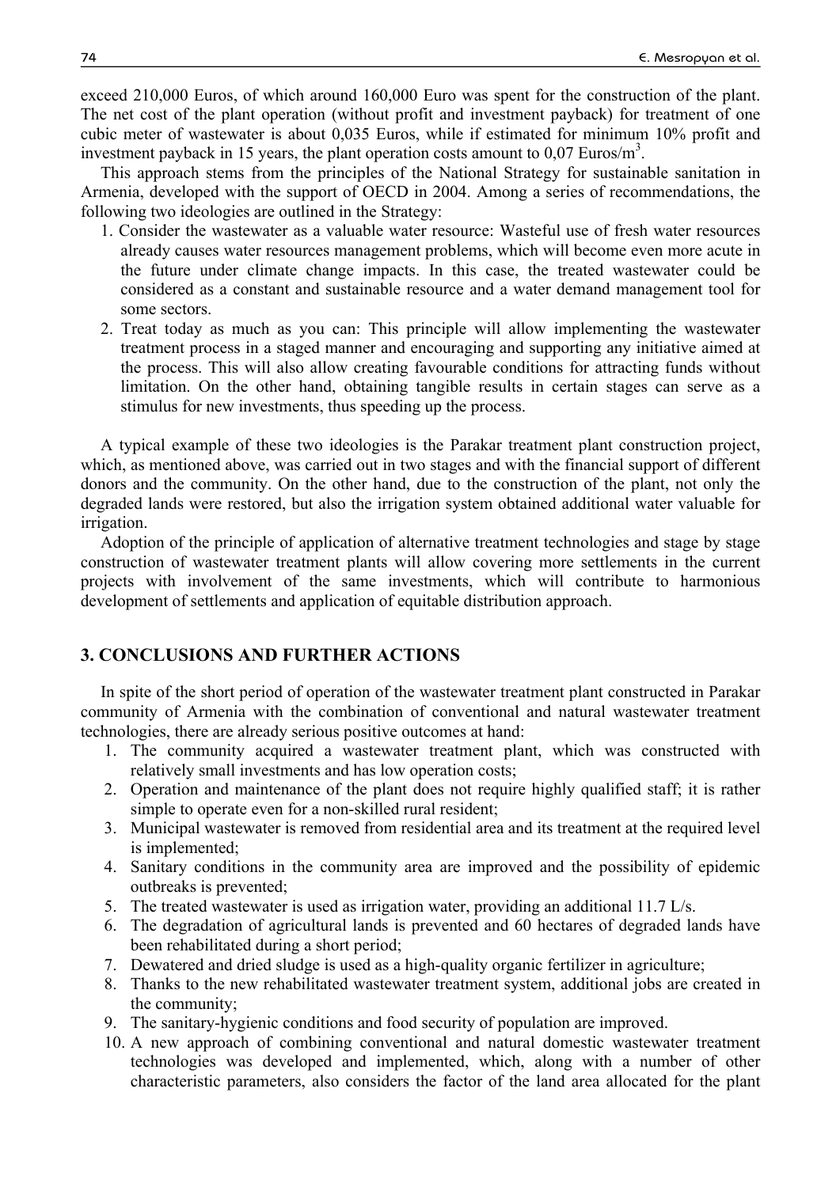exceed 210,000 Euros, of which around 160,000 Euro was spent for the construction of the plant. The net cost of the plant operation (without profit and investment payback) for treatment of one cubic meter of wastewater is about 0,035 Euros, while if estimated for minimum 10% profit and investment payback in 15 years, the plant operation costs amount to 0,07 Euros/$m^3$.

This approach stems from the principles of the National Strategy for sustainable sanitation in Armenia, developed with the support of OECD in 2004. Among a series of recommendations, the following two ideologies are outlined in the Strategy:

1. Consider the wastewater as a valuable water resource: Wasteful use of fresh water resources already causes water resources management problems, which will become even more acute in the future under climate change impacts. In this case, the treated wastewater could be considered as a constant and sustainable resource and a water demand management tool for some sectors.
2. Treat today as much as you can: This principle will allow implementing the wastewater treatment process in a staged manner and encouraging and supporting any initiative aimed at the process. This will also allow creating favourable conditions for attracting funds without limitation. On the other hand, obtaining tangible results in certain stages can serve as a stimulus for new investments, thus speeding up the process.

A typical example of these two ideologies is the Parakar treatment plant construction project, which, as mentioned above, was carried out in two stages and with the financial support of different donors and the community. On the other hand, due to the construction of the plant, not only the degraded lands were restored, but also the irrigation system obtained additional water valuable for irrigation.

Adoption of the principle of application of alternative treatment technologies and stage by stage construction of wastewater treatment plants will allow covering more settlements in the current projects with involvement of the same investments, which will contribute to harmonious development of settlements and application of equitable distribution approach.

## 3. CONCLUSIONS AND FURTHER ACTIONS

In spite of the short period of operation of the wastewater treatment plant constructed in Parakar community of Armenia with the combination of conventional and natural wastewater treatment technologies, there are already serious positive outcomes at hand:

1. The community acquired a wastewater treatment plant, which was constructed with relatively small investments and has low operation costs;
2. Operation and maintenance of the plant does not require highly qualified staff; it is rather simple to operate even for a non-skilled rural resident;
3. Municipal wastewater is removed from residential area and its treatment at the required level is implemented;
4. Sanitary conditions in the community area are improved and the possibility of epidemic outbreaks is prevented;
5. The treated wastewater is used as irrigation water, providing an additional 11.7 L/s.
6. The degradation of agricultural lands is prevented and 60 hectares of degraded lands have been rehabilitated during a short period;
7. Dewatered and dried sludge is used as a high-quality organic fertilizer in agriculture;
8. Thanks to the new rehabilitated wastewater treatment system, additional jobs are created in the community;
9. The sanitary-hygienic conditions and food security of population are improved.
10. A new approach of combining conventional and natural domestic wastewater treatment technologies was developed and implemented, which, along with a number of other characteristic parameters, also considers the factor of the land area allocated for the plant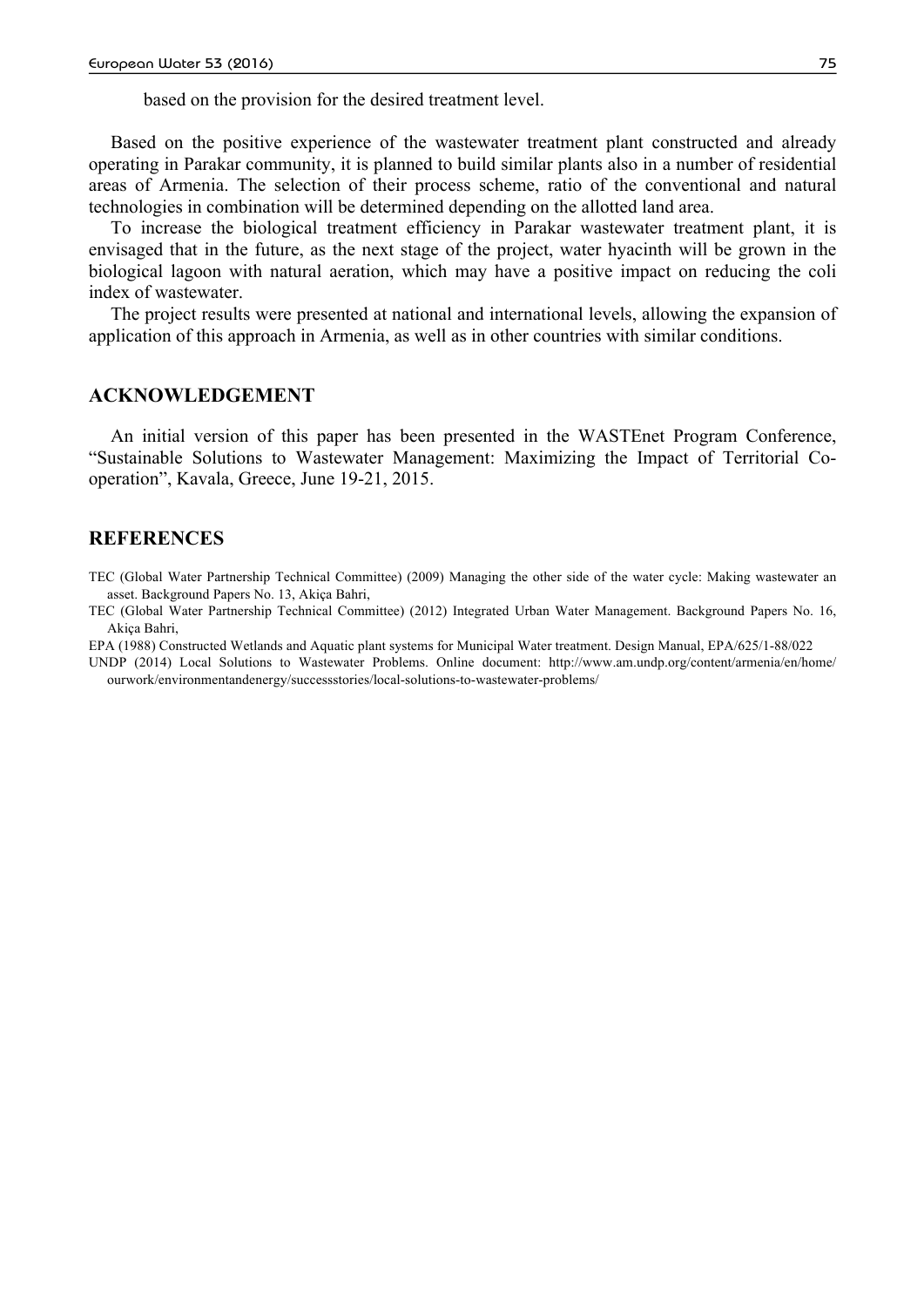based on the provision for the desired treatment level.

Based on the positive experience of the wastewater treatment plant constructed and already operating in Parakar community, it is planned to build similar plants also in a number of residential areas of Armenia. The selection of their process scheme, ratio of the conventional and natural technologies in combination will be determined depending on the allotted land area.

To increase the biological treatment efficiency in Parakar wastewater treatment plant, it is envisaged that in the future, as the next stage of the project, water hyacinth will be grown in the biological lagoon with natural aeration, which may have a positive impact on reducing the coli index of wastewater.

The project results were presented at national and international levels, allowing the expansion of application of this approach in Armenia, as well as in other countries with similar conditions.

## ACKNOWLEDGEMENT

An initial version of this paper has been presented in the WASTEnet Program Conference, "Sustainable Solutions to Wastewater Management: Maximizing the Impact of Territorial Co-operation", Kavala, Greece, June 19-21, 2015.

## REFERENCES

TEC (Global Water Partnership Technical Committee) (2009) Managing the other side of the water cycle: Making wastewater an asset. Background Papers No. 13, Akiça Bahri,

TEC (Global Water Partnership Technical Committee) (2012) Integrated Urban Water Management. Background Papers No. 16, Akiça Bahri,

EPA (1988) Constructed Wetlands and Aquatic plant systems for Municipal Water treatment. Design Manual, EPA/625/1-88/022

UNDP (2014) Local Solutions to Wastewater Problems. Online document: http://www.am.undp.org/content/armenia/en/home/ourwork/environmentandenergy/successstories/local-solutions-to-wastewater-problems/